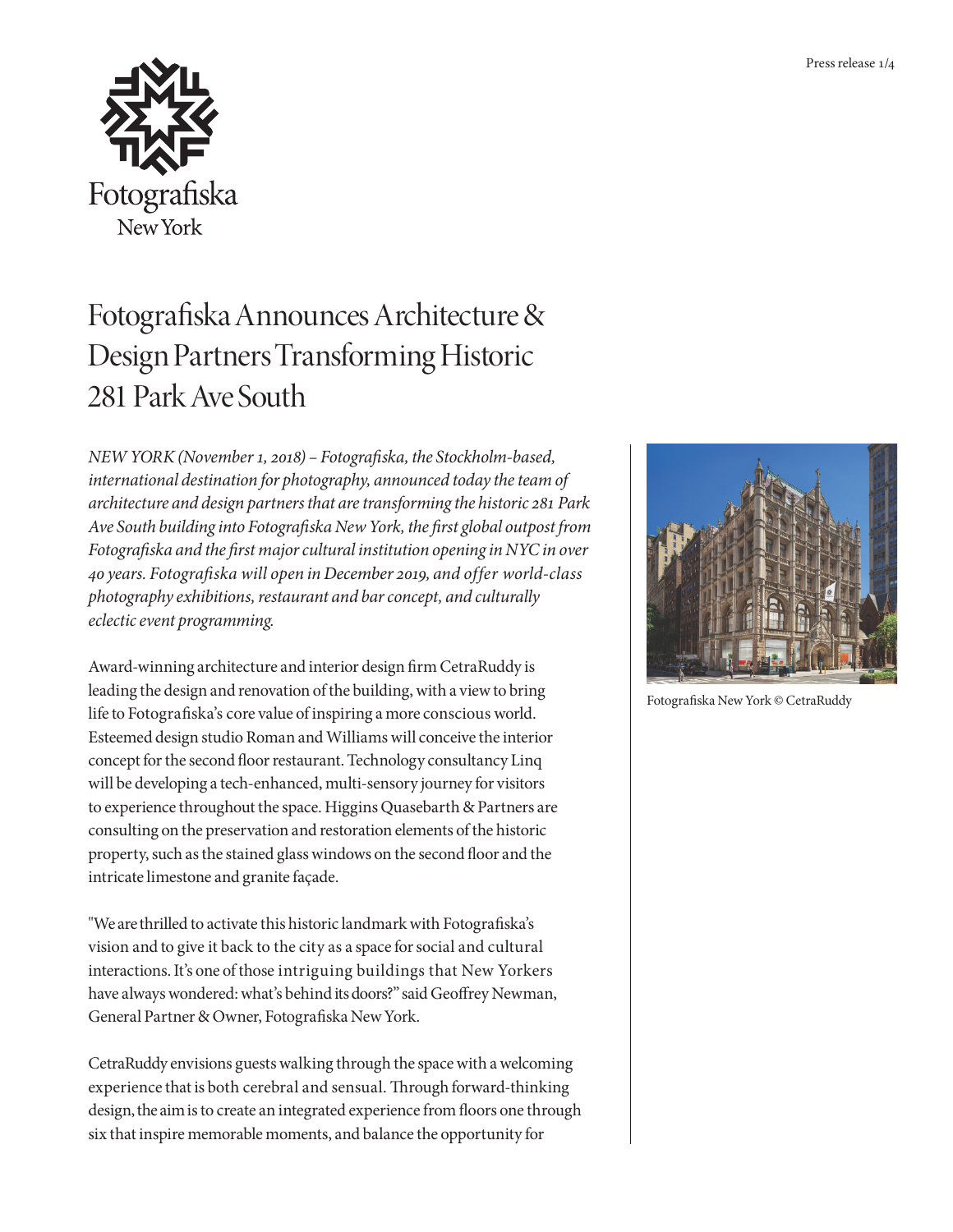Fotografiska
New York

# Fotografiska Announces Architecture & Design Partners Transforming Historic 281 Park Ave South

*NEW YORK (November 1, 2018) – Fotografiska, the Stockholm-based, international destination for photography, announced today the team of architecture and design partners that are transforming the historic 281 Park Ave South building into Fotografiska New York, the first global outpost from Fotografiska and the first major cultural institution opening in NYC in over 40 years. Fotografiska will open in December 2019, and offer world-class photography exhibitions, restaurant and bar concept, and culturally eclectic event programming.*

Award-winning architecture and interior design firm CetraRuddy is leading the design and renovation of the building, with a view to bring life to Fotografiska's core value of inspiring a more conscious world. Esteemed design studio Roman and Williams will conceive the interior concept for the second floor restaurant. Technology consultancy Linq will be developing a tech-enhanced, multi-sensory journey for visitors to experience throughout the space. Higgins Quasebarth & Partners are consulting on the preservation and restoration elements of the historic property, such as the stained glass windows on the second floor and the intricate limestone and granite façade.

"We are thrilled to activate this historic landmark with Fotografiska's vision and to give it back to the city as a space for social and cultural interactions. It's one of those intriguing buildings that New Yorkers have always wondered: what's behind its doors?" said Geoffrey Newman, General Partner & Owner, Fotografiska New York.

CetraRuddy envisions guests walking through the space with a welcoming experience that is both cerebral and sensual. Through forward-thinking design, the aim is to create an integrated experience from floors one through six that inspire memorable moments, and balance the opportunity for

Fotografiska New York © CetraRuddy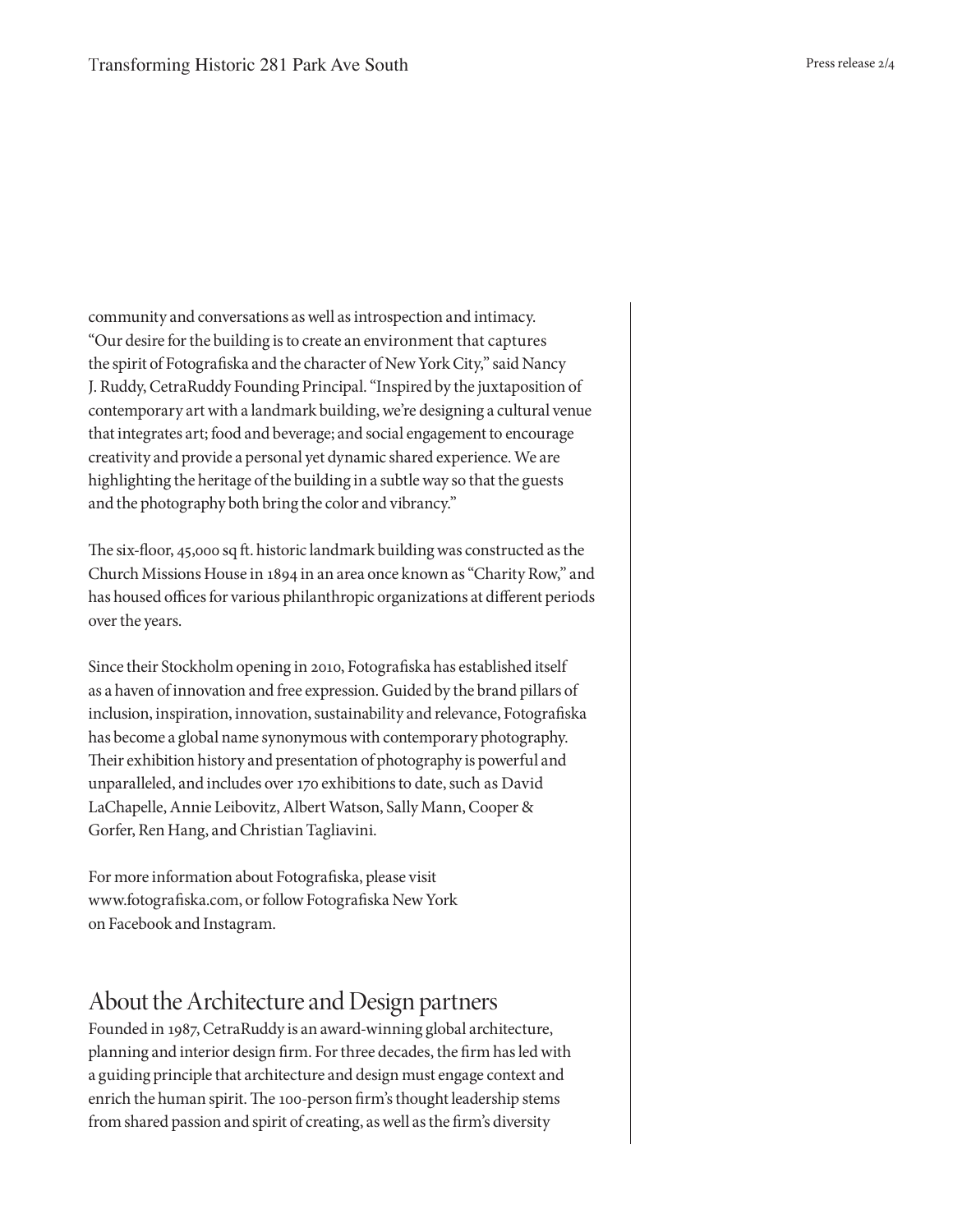community and conversations as well as introspection and intimacy. "Our desire for the building is to create an environment that captures the spirit of Fotografiska and the character of New York City," said Nancy J. Ruddy, CetraRuddy Founding Principal. "Inspired by the juxtaposition of contemporary art with a landmark building, we're designing a cultural venue that integrates art; food and beverage; and social engagement to encourage creativity and provide a personal yet dynamic shared experience. We are highlighting the heritage of the building in a subtle way so that the guests and the photography both bring the color and vibrancy."

The six-floor, 45,000 sq ft. historic landmark building was constructed as the Church Missions House in 1894 in an area once known as "Charity Row," and has housed offices for various philanthropic organizations at different periods over the years.

Since their Stockholm opening in 2010, Fotografiska has established itself as a haven of innovation and free expression. Guided by the brand pillars of inclusion, inspiration, innovation, sustainability and relevance, Fotografiska has become a global name synonymous with contemporary photography. Their exhibition history and presentation of photography is powerful and unparalleled, and includes over 170 exhibitions to date, such as David LaChapelle, Annie Leibovitz, Albert Watson, Sally Mann, Cooper & Gorfer, Ren Hang, and Christian Tagliavini.

For more information about Fotografiska, please visit www.fotografiska.com, or follow Fotografiska New York on Facebook and Instagram.

## About the Architecture and Design partners

Founded in 1987, CetraRuddy is an award-winning global architecture, planning and interior design firm. For three decades, the firm has led with a guiding principle that architecture and design must engage context and enrich the human spirit. The 100-person firm's thought leadership stems from shared passion and spirit of creating, as well as the firm's diversity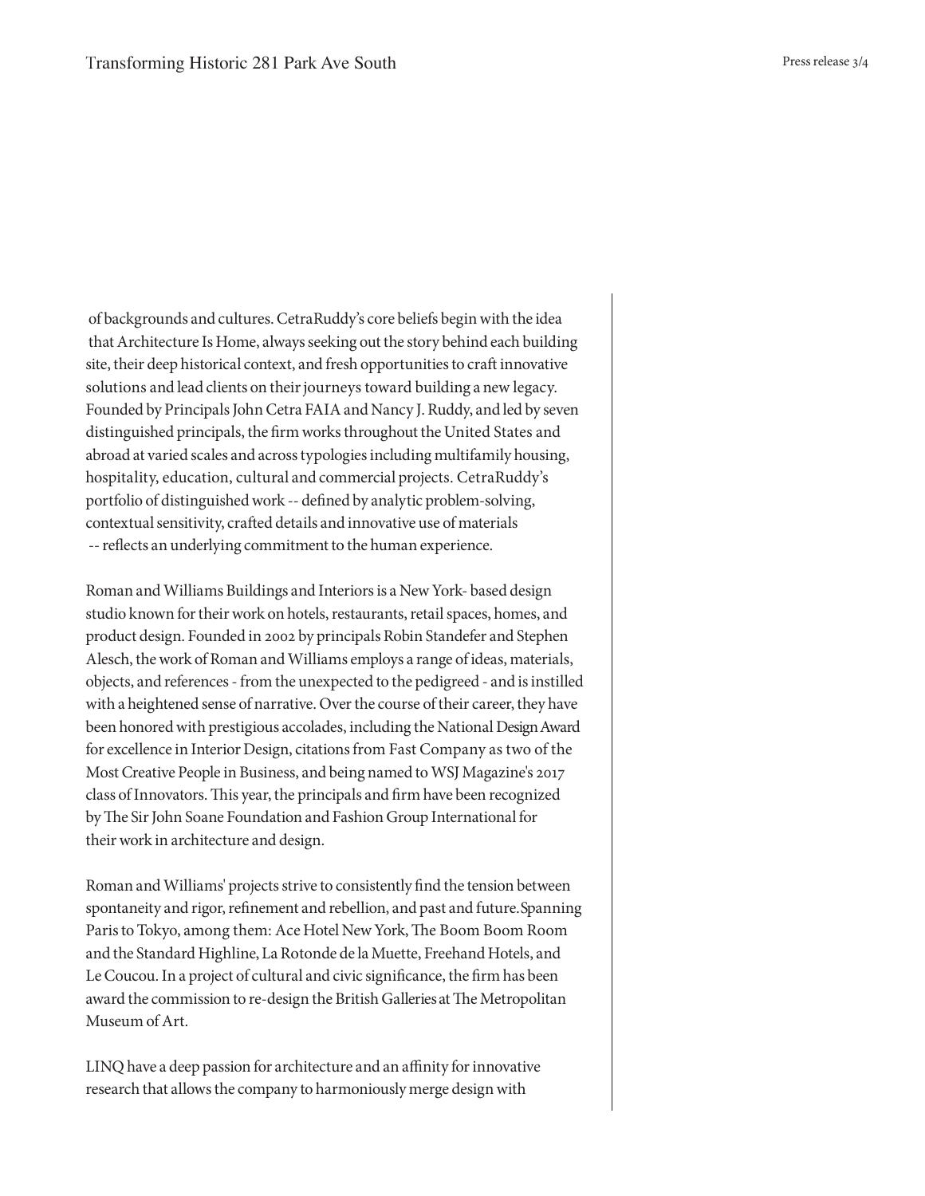of backgrounds and cultures. CetraRuddy's core beliefs begin with the idea that Architecture Is Home, always seeking out the story behind each building site, their deep historical context, and fresh opportunities to craft innovative solutions and lead clients on their journeys toward building a new legacy. Founded by Principals John Cetra FAIA and Nancy J. Ruddy, and led by seven distinguished principals, the firm works throughout the United States and abroad at varied scales and across typologies including multifamily housing, hospitality, education, cultural and commercial projects. CetraRuddy's portfolio of distinguished work -- defined by analytic problem-solving, contextual sensitivity, crafted details and innovative use of materials -- reflects an underlying commitment to the human experience.

Roman and Williams Buildings and Interiors is a New York- based design studio known for their work on hotels, restaurants, retail spaces, homes, and product design. Founded in 2002 by principals Robin Standefer and Stephen Alesch, the work of Roman and Williams employs a range of ideas, materials, objects, and references - from the unexpected to the pedigreed - and is instilled with a heightened sense of narrative. Over the course of their career, they have been honored with prestigious accolades, including the National Design Award for excellence in Interior Design, citations from Fast Company as two of the Most Creative People in Business, and being named to WSJ Magazine's 2017 class of Innovators. This year, the principals and firm have been recognized by The Sir John Soane Foundation and Fashion Group International for their work in architecture and design.

Roman and Williams' projects strive to consistently find the tension between spontaneity and rigor, refinement and rebellion, and past and future. Spanning Paris to Tokyo, among them: Ace Hotel New York, The Boom Boom Room and the Standard Highline, La Rotonde de la Muette, Freehand Hotels, and Le Coucou. In a project of cultural and civic significance, the firm has been award the commission to re-design the British Galleries at The Metropolitan Museum of Art.

LINQ have a deep passion for architecture and an affinity for innovative research that allows the company to harmoniously merge design with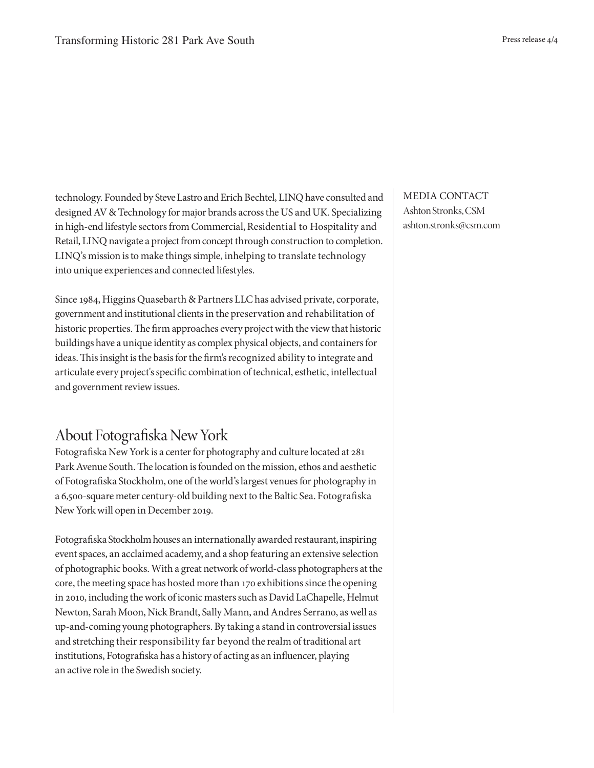technology. Founded by Steve Lastro and Erich Bechtel, LINQ have consulted and designed AV & Technology for major brands across the US and UK. Specializing in high-end lifestyle sectors from Commercial, Residential to Hospitality and Retail, LINQ navigate a project from concept through construction to completion. LINQ's mission is to make things simple, inhelping to translate technology into unique experiences and connected lifestyles.

Since 1984, Higgins Quasebarth & Partners LLC has advised private, corporate, government and institutional clients in the preservation and rehabilitation of historic properties. The firm approaches every project with the view that historic buildings have a unique identity as complex physical objects, and containers for ideas. This insight is the basis for the firm's recognized ability to integrate and articulate every project's specific combination of technical, esthetic, intellectual and government review issues.

## About Fotografiska New York

Fotografiska New York is a center for photography and culture located at 281 Park Avenue South. The location is founded on the mission, ethos and aesthetic of Fotografiska Stockholm, one of the world's largest venues for photography in a 6,500-square meter century-old building next to the Baltic Sea. Fotografiska New York will open in December 2019.

Fotografiska Stockholm houses an internationally awarded restaurant, inspiring event spaces, an acclaimed academy, and a shop featuring an extensive selection of photographic books. With a great network of world-class photographers at the core, the meeting space has hosted more than 170 exhibitions since the opening in 2010, including the work of iconic masters such as David LaChapelle, Helmut Newton, Sarah Moon, Nick Brandt, Sally Mann, and Andres Serrano, as well as up-and-coming young photographers. By taking a stand in controversial issues and stretching their responsibility far beyond the realm of traditional art institutions, Fotografiska has a history of acting as an influencer, playing an active role in the Swedish society.

MEDIA CONTACT
Ashton Stronks, CSM
ashton.stronks@csm.com